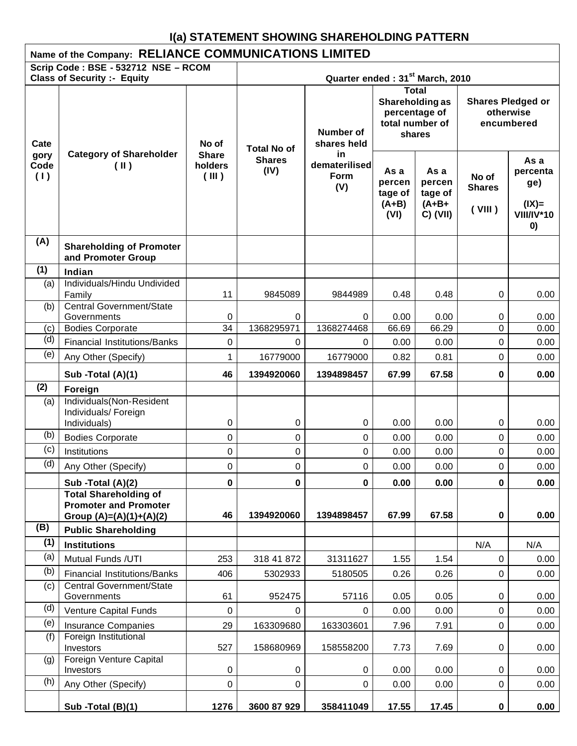## I(a) STATEMENT SHOWING SHAREHOLDING PATTERN

**Name of the Company: RELIANCE COMMUNICATIONS LIMITED**

**Scrip Code : BSE - 532712 NSE – RCOM**
**Class of Security :- Equity**

**Quarter ended : 31st March, 2010**

| Category Code (I) | Category of Shareholder (II) | No of Share holders (III) | Total No of Shares (IV) | Number of shares held in dematerialised Form (V) | Total Shareholding as percentage of total number of shares | | Shares Pledged or otherwise encumbered | |
|---|---|---|---|---|---|---|---|---|
| | | | | | As a percentage of (A+B) (VI) | As a percentage of (A+B+C) (VII) | No of Shares (VIII) | As a percentage) (IX)= VIII/IV*100) |
| **(A)** | **Shareholding of Promoter and Promoter Group** | | | | | | | |
| **(1)** | **Indian** | | | | | | | |
| (a) | Individuals/Hindu Undivided Family | 11 | 9845089 | 9844989 | 0.48 | 0.48 | 0 | 0.00 |
| (b) | Central Government/State Governments | 0 | 0 | 0 | 0.00 | 0.00 | 0 | 0.00 |
| (c) | Bodies Corporate | 34 | 1368295971 | 1368274468 | 66.69 | 66.29 | 0 | 0.00 |
| (d) | Financial Institutions/Banks | 0 | 0 | 0 | 0.00 | 0.00 | 0 | 0.00 |
| (e) | Any Other (Specify) | 1 | 16779000 | 16779000 | 0.82 | 0.81 | 0 | 0.00 |
| | **Sub -Total (A)(1)** | **46** | **1394920060** | **1394898457** | **67.99** | **67.58** | **0** | **0.00** |
| **(2)** | **Foreign** | | | | | | | |
| (a) | Individuals(Non-Resident Individuals/ Foreign Individuals) | 0 | 0 | 0 | 0.00 | 0.00 | 0 | 0.00 |
| (b) | Bodies Corporate | 0 | 0 | 0 | 0.00 | 0.00 | 0 | 0.00 |
| (c) | Institutions | 0 | 0 | 0 | 0.00 | 0.00 | 0 | 0.00 |
| (d) | Any Other (Specify) | 0 | 0 | 0 | 0.00 | 0.00 | 0 | 0.00 |
| | **Sub -Total (A)(2)** | **0** | **0** | **0** | **0.00** | **0.00** | **0** | **0.00** |
| | **Total Shareholding of Promoter and Promoter Group (A)=(A)(1)+(A)(2)** | **46** | **1394920060** | **1394898457** | **67.99** | **67.58** | **0** | **0.00** |
| **(B)** | **Public Shareholding** | | | | | | | |
| **(1)** | **Institutions** | | | | | | N/A | N/A |
| (a) | Mutual Funds /UTI | 253 | 318 41 872 | 31311627 | 1.55 | 1.54 | 0 | 0.00 |
| (b) | Financial Institutions/Banks | 406 | 5302933 | 5180505 | 0.26 | 0.26 | 0 | 0.00 |
| (c) | Central Government/State Governments | 61 | 952475 | 57116 | 0.05 | 0.05 | 0 | 0.00 |
| (d) | Venture Capital Funds | 0 | 0 | 0 | 0.00 | 0.00 | 0 | 0.00 |
| (e) | Insurance Companies | 29 | 163309680 | 163303601 | 7.96 | 7.91 | 0 | 0.00 |
| (f) | Foreign Institutional Investors | 527 | 158680969 | 158558200 | 7.73 | 7.69 | 0 | 0.00 |
| (g) | Foreign Venture Capital Investors | 0 | 0 | 0 | 0.00 | 0.00 | 0 | 0.00 |
| (h) | Any Other (Specify) | 0 | 0 | 0 | 0.00 | 0.00 | 0 | 0.00 |
| | **Sub -Total (B)(1)** | **1276** | **3600 87 929** | **358411049** | **17.55** | **17.45** | **0** | **0.00** |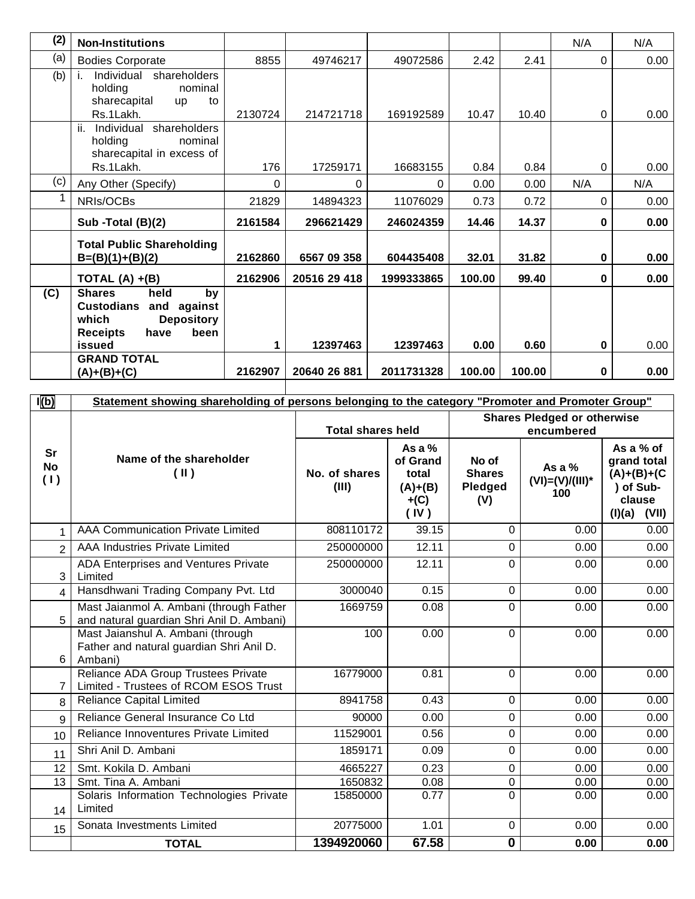| (2) | Non-Institutions | | | | | | N/A | N/A |
|---|---|---|---|---|---|---|---|---|
| (a) | Bodies Corporate | 8855 | 49746217 | 49072586 | 2.42 | 2.41 | 0 | 0.00 |
| (b) | i. Individual shareholders holding nominal sharecapital up to Rs.1Lakh. | 2130724 | 214721718 | 169192589 | 10.47 | 10.40 | 0 | 0.00 |
| | ii. Individual shareholders holding nominal sharecapital in excess of Rs.1Lakh. | 176 | 17259171 | 16683155 | 0.84 | 0.84 | 0 | 0.00 |
| (c) | Any Other (Specify) | 0 | 0 | 0 | 0.00 | 0.00 | N/A | N/A |
| 1 | NRIs/OCBs | 21829 | 14894323 | 11076029 | 0.73 | 0.72 | 0 | 0.00 |
| | **Sub -Total (B)(2)** | **2161584** | **296621429** | **246024359** | **14.46** | **14.37** | **0** | **0.00** |
| | **Total Public Shareholding B=(B)(1)+(B)(2)** | **2162860** | **6567 09 358** | **604435408** | **32.01** | **31.82** | **0** | **0.00** |
| | **TOTAL (A) +(B)** | **2162906** | **20516 29 418** | **1999333865** | **100.00** | **99.40** | **0** | **0.00** |
| **(C)** | **Shares held by Custodians and against which Depository Receipts have been issued** | **1** | **12397463** | **12397463** | **0.00** | **0.60** | **0** | 0.00 |
| | **GRAND TOTAL (A)+(B)+(C)** | **2162907** | **20640 26 881** | **2011731328** | **100.00** | **100.00** | **0** | **0.00** |

| I(b) | Statement showing shareholding of persons belonging to the category "Promoter and Promoter Group" | | | | | |
|---|---|---|---|---|---|---|
| | | **Total shares held** | | **Shares Pledged or otherwise encumbered** | | |
| **Sr No ( I )** | **Name of the shareholder ( II )** | **No. of shares (III)** | **As a % of Grand total (A)+(B) +(C) ( IV )** | **No of Shares Pledged (V)** | **As a % (VI)=(V)/(III)\* 100** | **As a % of grand total (A)+(B)+(C) of Sub-clause (I)(a) (VII)** |
| 1 | AAA Communication Private Limited | 808110172 | 39.15 | 0 | 0.00 | 0.00 |
| 2 | AAA Industries Private Limited | 250000000 | 12.11 | 0 | 0.00 | 0.00 |
| 3 | ADA Enterprises and Ventures Private Limited | 250000000 | 12.11 | 0 | 0.00 | 0.00 |
| 4 | Hansdhwani Trading Company Pvt. Ltd | 3000040 | 0.15 | 0 | 0.00 | 0.00 |
| 5 | Mast Jaianmol A. Ambani (through Father and natural guardian Shri Anil D. Ambani) | 1669759 | 0.08 | 0 | 0.00 | 0.00 |
| 6 | Mast Jaianshul A. Ambani (through Father and natural guardian Shri Anil D. Ambani) | 100 | 0.00 | 0 | 0.00 | 0.00 |
| 7 | Reliance ADA Group Trustees Private Limited - Trustees of RCOM ESOS Trust | 16779000 | 0.81 | 0 | 0.00 | 0.00 |
| 8 | Reliance Capital Limited | 8941758 | 0.43 | 0 | 0.00 | 0.00 |
| 9 | Reliance General Insurance Co Ltd | 90000 | 0.00 | 0 | 0.00 | 0.00 |
| 10 | Reliance Innoventures Private Limited | 11529001 | 0.56 | 0 | 0.00 | 0.00 |
| 11 | Shri Anil D. Ambani | 1859171 | 0.09 | 0 | 0.00 | 0.00 |
| 12 | Smt. Kokila D. Ambani | 4665227 | 0.23 | 0 | 0.00 | 0.00 |
| 13 | Smt. Tina A. Ambani | 1650832 | 0.08 | 0 | 0.00 | 0.00 |
| 14 | Solaris Information Technologies Private Limited | 15850000 | 0.77 | 0 | 0.00 | 0.00 |
| 15 | Sonata Investments Limited | 20775000 | 1.01 | 0 | 0.00 | 0.00 |
| | **TOTAL** | **1394920060** | **67.58** | **0** | **0.00** | **0.00** |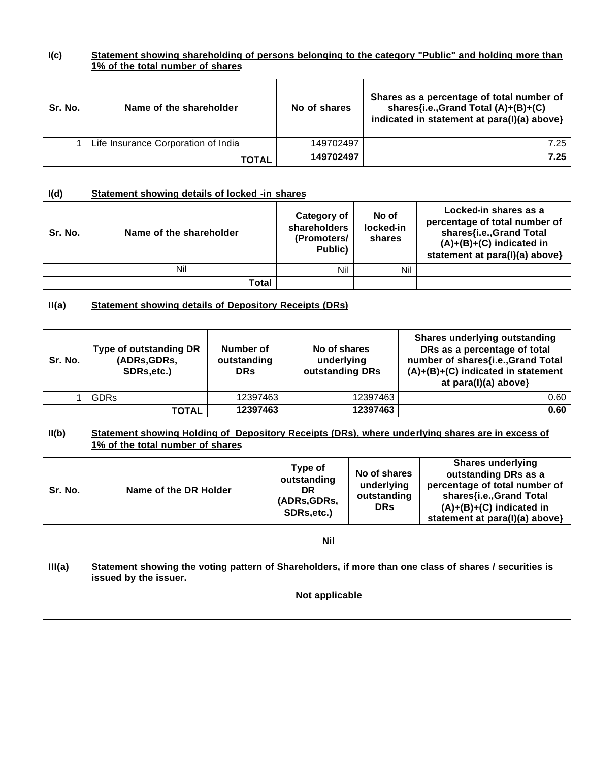**I(c)** **Statement showing shareholding of persons belonging to the category "Public" and holding more than 1% of the total number of shares**

| Sr. No. | Name of the shareholder | No of shares | Shares as a percentage of total number of shares{i.e.,Grand Total (A)+(B)+(C) indicated in statement at para(I)(a) above} |
|---|---|---|---|
| 1 | Life Insurance Corporation of India | 149702497 | 7.25 |
| | **TOTAL** | **149702497** | **7.25** |

**I(d)** **Statement showing details of locked -in shares**

| Sr. No. | Name of the shareholder | Category of shareholders (Promoters/ Public) | No of locked-in shares | Locked-in shares as a percentage of total number of shares{i.e.,Grand Total (A)+(B)+(C) indicated in statement at para(I)(a) above} |
|---|---|---|---|---|
| | Nil | Nil | Nil | |
| | **Total** | | | |

**II(a)** **Statement showing details of Depository Receipts (DRs)**

| Sr. No. | Type of outstanding DR (ADRs,GDRs, SDRs,etc.) | Number of outstanding DRs | No of shares underlying outstanding DRs | Shares underlying outstanding DRs as a percentage of total number of shares{i.e.,Grand Total (A)+(B)+(C) indicated in statement at para(I)(a) above} |
|---|---|---|---|---|
| 1 | GDRs | 12397463 | 12397463 | 0.60 |
| | **TOTAL** | **12397463** | **12397463** | **0.60** |

**II(b)** **Statement showing Holding of Depository Receipts (DRs), where underlying shares are in excess of 1% of the total number of shares**

| Sr. No. | Name of the DR Holder | Type of outstanding DR (ADRs,GDRs, SDRs,etc.) | No of shares underlying outstanding DRs | Shares underlying outstanding DRs as a percentage of total number of shares{i.e.,Grand Total (A)+(B)+(C) indicated in statement at para(I)(a) above} |
|---|---|---|---|---|
| | **Nil** | | | |

| | |
|---|---|
| **III(a)** | **Statement showing the voting pattern of Shareholders, if more than one class of shares / securities is issued by the issuer.** |
| | **Not applicable** |